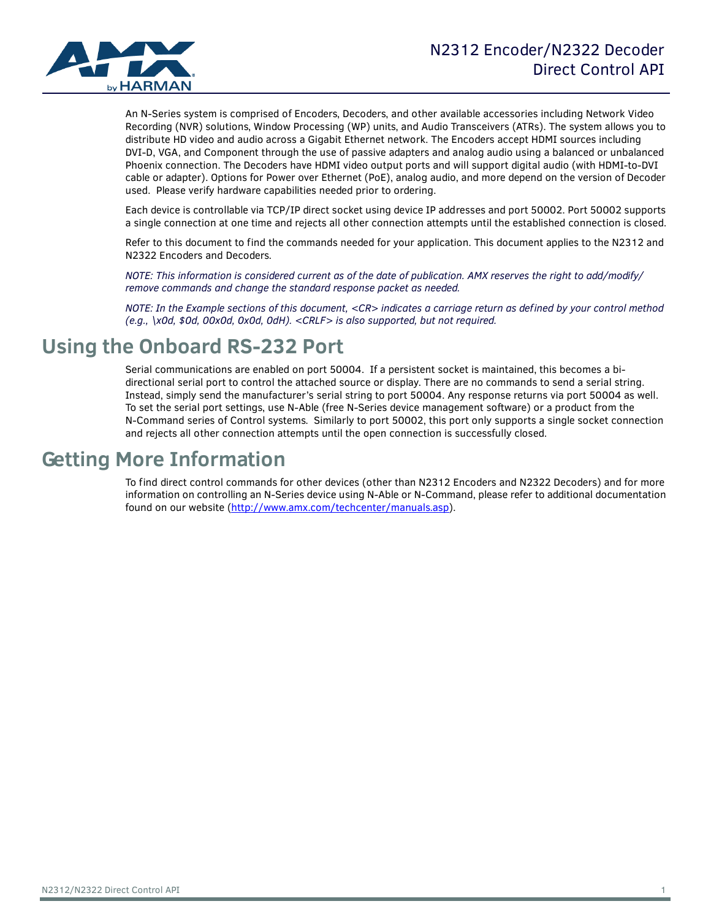# N2312 Encoder/N2322 Decoder Direct Control API

An N-Series system is comprised of Encoders, Decoders, and other available accessories including Network Video Recording (NVR) solutions, Window Processing (WP) units, and Audio Transceivers (ATRs). The system allows you to distribute HD video and audio across a Gigabit Ethernet network. The Encoders accept HDMI sources including DVI-D, VGA, and Component through the use of passive adapters and analog audio using a balanced or unbalanced Phoenix connection. The Decoders have HDMI video output ports and will support digital audio (with HDMI-to-DVI cable or adapter). Options for Power over Ethernet (PoE), analog audio, and more depend on the version of Decoder used. Please verify hardware capabilities needed prior to ordering.

Each device is controllable via TCP/IP direct socket using device IP addresses and port 50002. Port 50002 supports a single connection at one time and rejects all other connection attempts until the established connection is closed.

Refer to this document to find the commands needed for your application. This document applies to the N2312 and N2322 Encoders and Decoders.

*NOTE: This information is considered current as of the date of publication. AMX reserves the right to add/modify/remove commands and change the standard response packet as needed.*

*NOTE: In the Example sections of this document, <CR> indicates a carriage return as defined by your control method (e.g., \x0d, $0d, 00x0d, 0x0d, 0dH). <CRLF> is also supported, but not required.*

## Using the Onboard RS-232 Port

Serial communications are enabled on port 50004. If a persistent socket is maintained, this becomes a bi-directional serial port to control the attached source or display. There are no commands to send a serial string. Instead, simply send the manufacturer's serial string to port 50004. Any response returns via port 50004 as well. To set the serial port settings, use N-Able (free N-Series device management software) or a product from the N-Command series of Control systems. Similarly to port 50002, this port only supports a single socket connection and rejects all other connection attempts until the open connection is successfully closed.

## Getting More Information

To find direct control commands for other devices (other than N2312 Encoders and N2322 Decoders) and for more information on controlling an N-Series device using N-Able or N-Command, please refer to additional documentation found on our website (http://www.amx.com/techcenter/manuals.asp).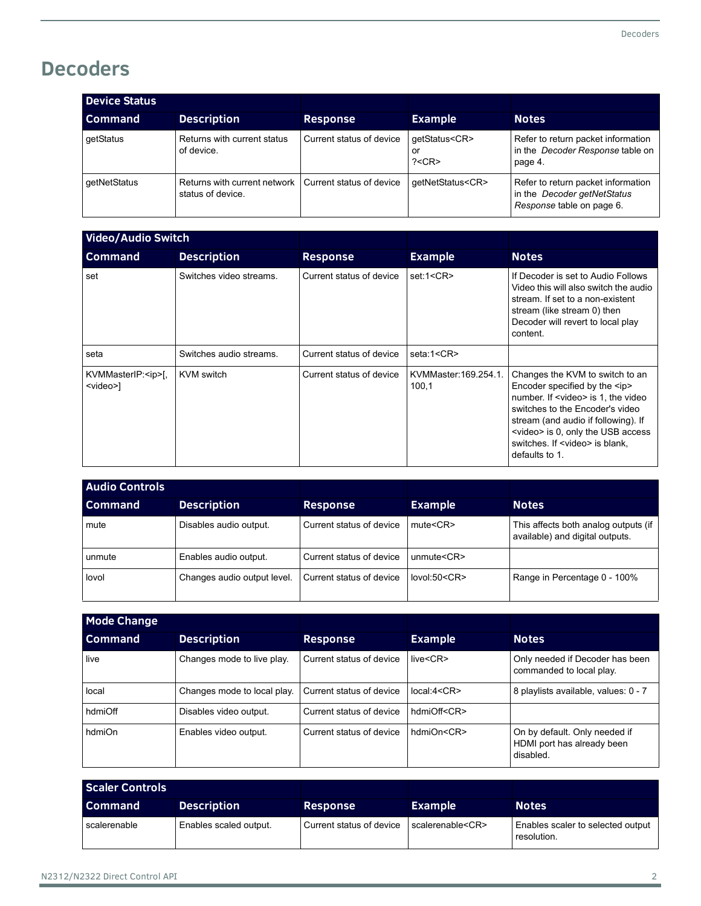# Decoders

| Device Status | | | | |
|---|---|---|---|---|
| **Command** | **Description** | **Response** | **Example** | **Notes** |
| getStatus | Returns with current status of device. | Current status of device | getStatus<CR> or ?<CR> | Refer to return packet information in the *Decoder Response* table on page 4. |
| getNetStatus | Returns with current network status of device. | Current status of device | getNetStatus<CR> | Refer to return packet information in the *Decoder getNetStatus Response* table on page 6. |

| Video/Audio Switch | | | | |
|---|---|---|---|---|
| **Command** | **Description** | **Response** | **Example** | **Notes** |
| set | Switches video streams. | Current status of device | set:1<CR> | If Decoder is set to Audio Follows Video this will also switch the audio stream. If set to a non-existent stream (like stream 0) then Decoder will revert to local play content. |
| seta | Switches audio streams. | Current status of device | seta:1<CR> | |
| KVMMasterIP:<ip>[,<video>] | KVM switch | Current status of device | KVMMaster:169.254.1.100,1 | Changes the KVM to switch to an Encoder specified by the <ip> number. If <video> is 1, the video switches to the Encoder's video stream (and audio if following). If <video> is 0, only the USB access switches. If <video> is blank, defaults to 1. |

| Audio Controls | | | | |
|---|---|---|---|---|
| **Command** | **Description** | **Response** | **Example** | **Notes** |
| mute | Disables audio output. | Current status of device | mute<CR> | This affects both analog outputs (if available) and digital outputs. |
| unmute | Enables audio output. | Current status of device | unmute<CR> | |
| lovol | Changes audio output level. | Current status of device | lovol:50<CR> | Range in Percentage 0 - 100% |

| Mode Change | | | | |
|---|---|---|---|---|
| **Command** | **Description** | **Response** | **Example** | **Notes** |
| live | Changes mode to live play. | Current status of device | live<CR> | Only needed if Decoder has been commanded to local play. |
| local | Changes mode to local play. | Current status of device | local:4<CR> | 8 playlists available, values: 0 - 7 |
| hdmiOff | Disables video output. | Current status of device | hdmiOff<CR> | |
| hdmiOn | Enables video output. | Current status of device | hdmiOn<CR> | On by default. Only needed if HDMI port has already been disabled. |

| Scaler Controls | | | | |
|---|---|---|---|---|
| **Command** | **Description** | **Response** | **Example** | **Notes** |
| scalerenable | Enables scaled output. | Current status of device | scalerenable<CR> | Enables scaler to selected output resolution. |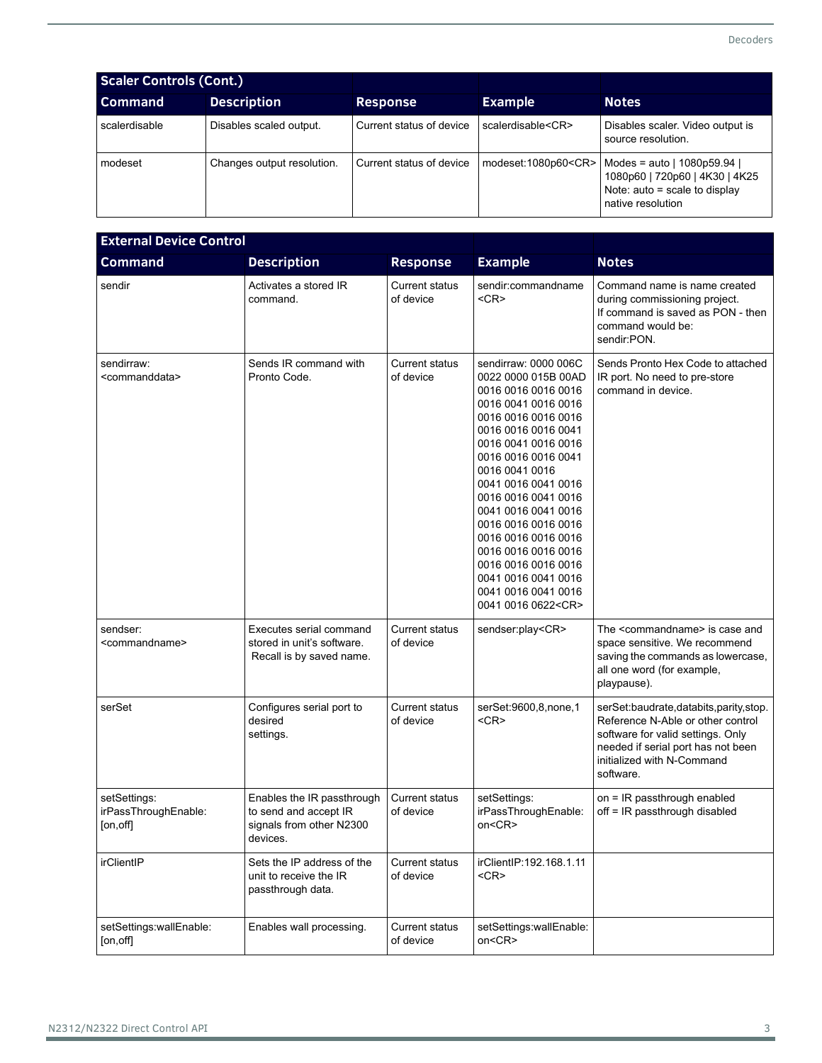| Scaler Controls (Cont.) | | | | |
|---|---|---|---|---|
| **Command** | **Description** | **Response** | **Example** | **Notes** |
| scalerdisable | Disables scaled output. | Current status of device | scalerdisable<CR> | Disables scaler. Video output is source resolution. |
| modeset | Changes output resolution. | Current status of device | modeset:1080p60<CR> | Modes = auto \| 1080p59.94 \| 1080p60 \| 720p60 \| 4K30 \| 4K25 Note: auto = scale to display native resolution |

| External Device Control | | | | |
|---|---|---|---|---|
| **Command** | **Description** | **Response** | **Example** | **Notes** |
| sendir | Activates a stored IR command. | Current status of device | sendir:commandname <CR> | Command name is name created during commissioning project. If command is saved as PON - then command would be: sendir:PON. |
| sendirraw: <commanddata> | Sends IR command with Pronto Code. | Current status of device | sendirraw: 0000 006C 0022 0000 015B 00AD 0016 0016 0016 0016 0016 0041 0016 0016 0016 0016 0016 0016 0016 0016 0016 0041 0016 0041 0016 0016 0016 0016 0016 0041 0016 0041 0016 0041 0016 0041 0016 0016 0016 0041 0016 0041 0016 0041 0016 0016 0016 0016 0016 0016 0016 0016 0016 0016 0016 0016 0016 0016 0016 0016 0016 0016 0041 0016 0041 0016 0041 0016 0041 0016 0041 0016 0622<CR> | Sends Pronto Hex Code to attached IR port. No need to pre-store command in device. |
| sendser: <commandname> | Executes serial command stored in unit's software. Recall is by saved name. | Current status of device | sendser:play<CR> | The <commandname> is case and space sensitive. We recommend saving the commands as lowercase, all one word (for example, playpause). |
| serSet | Configures serial port to desired settings. | Current status of device | serSet:9600,8,none,1 <CR> | serSet:baudrate,databits,parity,stop. Reference N-Able or other control software for valid settings. Only needed if serial port has not been initialized with N-Command software. |
| setSettings: irPassThroughEnable: [on,off] | Enables the IR passthrough to send and accept IR signals from other N2300 devices. | Current status of device | setSettings: irPassThroughEnable: on<CR> | on = IR passthrough enabled off = IR passthrough disabled |
| irClientIP | Sets the IP address of the unit to receive the IR passthrough data. | Current status of device | irClientIP:192.168.1.11 <CR> | |
| setSettings:wallEnable: [on,off] | Enables wall processing. | Current status of device | setSettings:wallEnable: on<CR> | |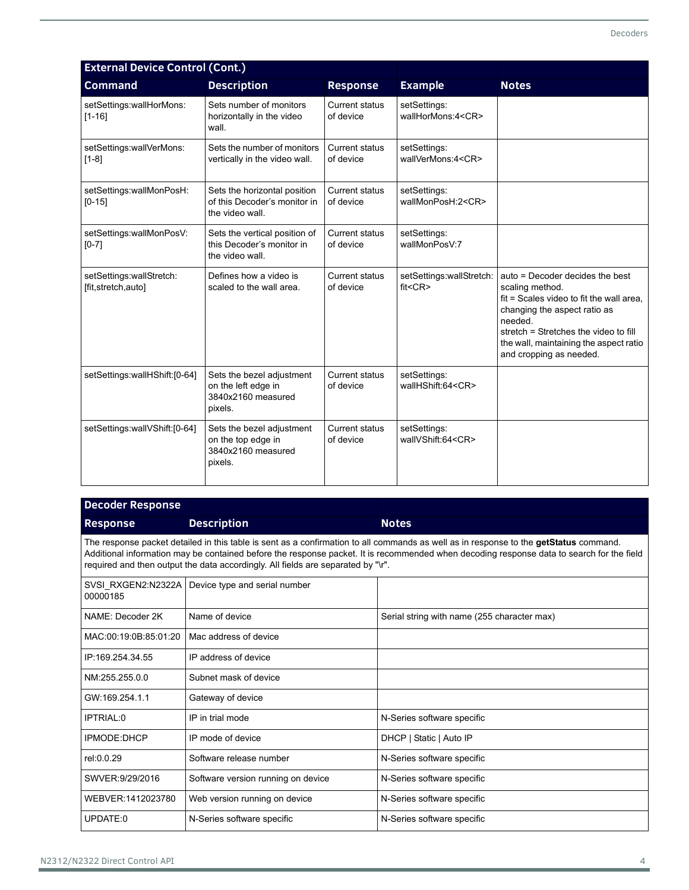| External Device Control (Cont.) | | | | |
|---|---|---|---|---|
| **Command** | **Description** | **Response** | **Example** | **Notes** |
| setSettings:wallHorMons:[1-16] | Sets number of monitors horizontally in the video wall. | Current status of device | setSettings: wallHorMons:4<CR> | |
| setSettings:wallVerMons:[1-8] | Sets the number of monitors vertically in the video wall. | Current status of device | setSettings: wallVerMons:4<CR> | |
| setSettings:wallMonPosH:[0-15] | Sets the horizontal position of this Decoder's monitor in the video wall. | Current status of device | setSettings: wallMonPosH:2<CR> | |
| setSettings:wallMonPosV:[0-7] | Sets the vertical position of this Decoder's monitor in the video wall. | Current status of device | setSettings: wallMonPosV:7 | |
| setSettings:wallStretch:[fit,stretch,auto] | Defines how a video is scaled to the wall area. | Current status of device | setSettings:wallStretch:fit<CR> | auto = Decoder decides the best scaling method.<br>fit = Scales video to fit the wall area, changing the aspect ratio as needed.<br>stretch = Stretches the video to fill the wall, maintaining the aspect ratio and cropping as needed. |
| setSettings:wallHShift:[0-64] | Sets the bezel adjustment on the left edge in 3840x2160 measured pixels. | Current status of device | setSettings: wallHShift:64<CR> | |
| setSettings:wallVShift:[0-64] | Sets the bezel adjustment on the top edge in 3840x2160 measured pixels. | Current status of device | setSettings: wallVShift:64<CR> | |

| Decoder Response | | |
|---|---|---|
| **Response** | **Description** | **Notes** |
| The response packet detailed in this table is sent as a confirmation to all commands as well as in response to the **getStatus** command. Additional information may be contained before the response packet. It is recommended when decoding response data to search for the field required and then output the data accordingly. All fields are separated by "\r". | | |
| SVSI_RXGEN2:N2322A 00000185 | Device type and serial number | |
| NAME: Decoder 2K | Name of device | Serial string with name (255 character max) |
| MAC:00:19:0B:85:01:20 | Mac address of device | |
| IP:169.254.34.55 | IP address of device | |
| NM:255.255.0.0 | Subnet mask of device | |
| GW:169.254.1.1 | Gateway of device | |
| IPTRIAL:0 | IP in trial mode | N-Series software specific |
| IPMODE:DHCP | IP mode of device | DHCP \| Static \| Auto IP |
| rel:0.0.29 | Software release number | N-Series software specific |
| SWVER:9/29/2016 | Software version running on device | N-Series software specific |
| WEBVER:1412023780 | Web version running on device | N-Series software specific |
| UPDATE:0 | N-Series software specific | N-Series software specific |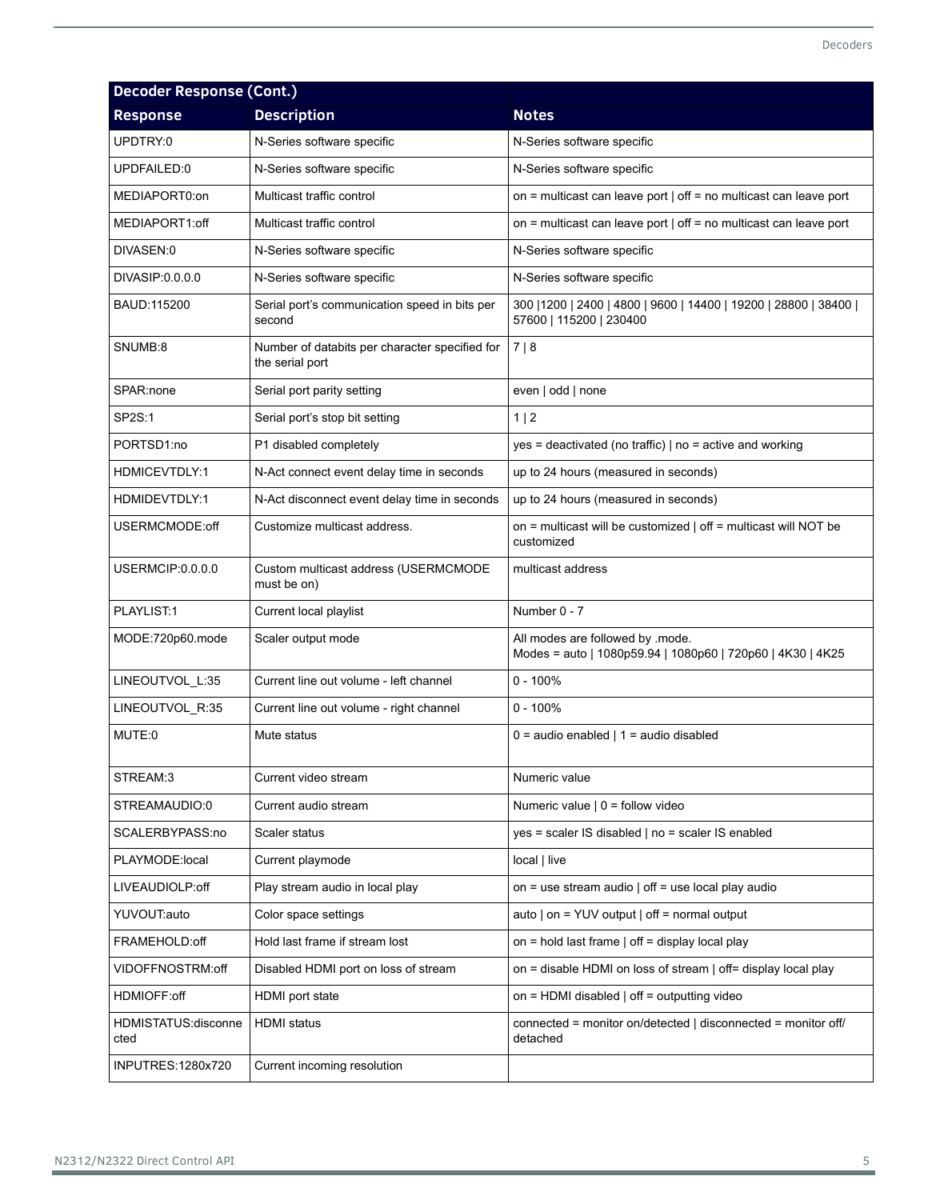| Decoder Response (Cont.) | | |
| --- | --- | --- |
| **Response** | **Description** | **Notes** |
| UPDTRY:0 | N-Series software specific | N-Series software specific |
| UPDFAILED:0 | N-Series software specific | N-Series software specific |
| MEDIAPORT0:on | Multicast traffic control | on = multicast can leave port \| off = no multicast can leave port |
| MEDIAPORT1:off | Multicast traffic control | on = multicast can leave port \| off = no multicast can leave port |
| DIVASEN:0 | N-Series software specific | N-Series software specific |
| DIVASIP:0.0.0.0 | N-Series software specific | N-Series software specific |
| BAUD:115200 | Serial port's communication speed in bits per second | 300 \|1200 \| 2400 \| 4800 \| 9600 \| 14400 \| 19200 \| 28800 \| 38400 \| 57600 \| 115200 \| 230400 |
| SNUMB:8 | Number of databits per character specified for the serial port | 7 \| 8 |
| SPAR:none | Serial port parity setting | even \| odd \| none |
| SP2S:1 | Serial port's stop bit setting | 1 \| 2 |
| PORTSD1:no | P1 disabled completely | yes = deactivated (no traffic) \| no = active and working |
| HDMICEVTDLY:1 | N-Act connect event delay time in seconds | up to 24 hours (measured in seconds) |
| HDMIDEVTDLY:1 | N-Act disconnect event delay time in seconds | up to 24 hours (measured in seconds) |
| USERMCMODE:off | Customize multicast address. | on = multicast will be customized \| off = multicast will NOT be customized |
| USERMCIP:0.0.0.0 | Custom multicast address (USERMCMODE must be on) | multicast address |
| PLAYLIST:1 | Current local playlist | Number 0 - 7 |
| MODE:720p60.mode | Scaler output mode | All modes are followed by .mode.<br>Modes = auto \| 1080p59.94 \| 1080p60 \| 720p60 \| 4K30 \| 4K25 |
| LINEOUTVOL_L:35 | Current line out volume - left channel | 0 - 100% |
| LINEOUTVOL_R:35 | Current line out volume - right channel | 0 - 100% |
| MUTE:0 | Mute status | 0 = audio enabled \| 1 = audio disabled |
| STREAM:3 | Current video stream | Numeric value |
| STREAMAUDIO:0 | Current audio stream | Numeric value \| 0 = follow video |
| SCALERBYPASS:no | Scaler status | yes = scaler IS disabled \| no = scaler IS enabled |
| PLAYMODE:local | Current playmode | local \| live |
| LIVEAUDIOLP:off | Play stream audio in local play | on = use stream audio \| off = use local play audio |
| YUVOUT:auto | Color space settings | auto \| on = YUV output \| off = normal output |
| FRAMEHOLD:off | Hold last frame if stream lost | on = hold last frame \| off = display local play |
| VIDOFFNOSTRM:off | Disabled HDMI port on loss of stream | on = disable HDMI on loss of stream \| off= display local play |
| HDMIOFF:off | HDMI port state | on = HDMI disabled \| off = outputting video |
| HDMISTATUS:disconnected | HDMI status | connected = monitor on/detected \| disconnected = monitor off/detached |
| INPUTRES:1280x720 | Current incoming resolution | |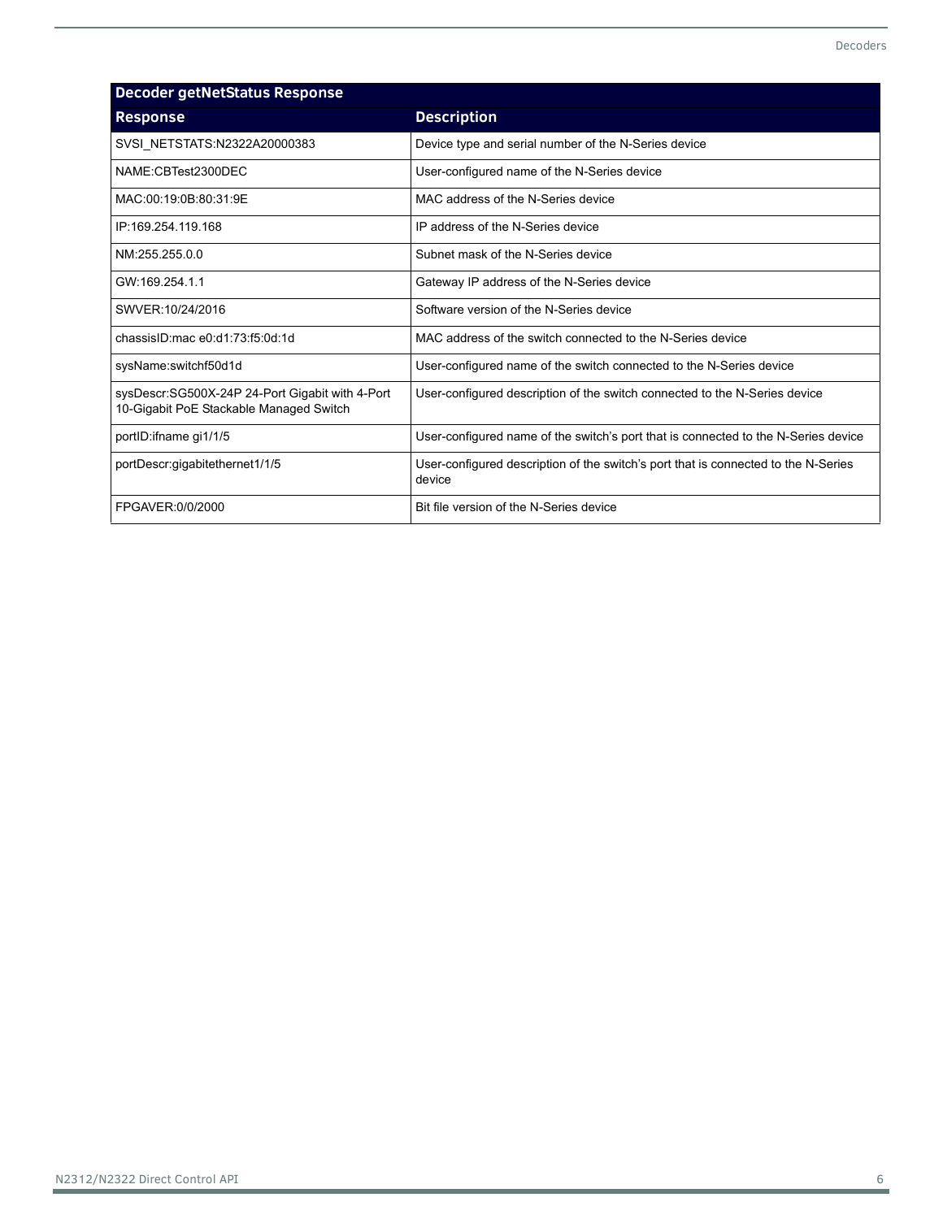| Decoder getNetStatus Response | |
|---|---|
| **Response** | **Description** |
| SVSI_NETSTATS:N2322A20000383 | Device type and serial number of the N-Series device |
| NAME:CBTest2300DEC | User-configured name of the N-Series device |
| MAC:00:19:0B:80:31:9E | MAC address of the N-Series device |
| IP:169.254.119.168 | IP address of the N-Series device |
| NM:255.255.0.0 | Subnet mask of the N-Series device |
| GW:169.254.1.1 | Gateway IP address of the N-Series device |
| SWVER:10/24/2016 | Software version of the N-Series device |
| chassisID:mac e0:d1:73:f5:0d:1d | MAC address of the switch connected to the N-Series device |
| sysName:switchf50d1d | User-configured name of the switch connected to the N-Series device |
| sysDescr:SG500X-24P 24-Port Gigabit with 4-Port 10-Gigabit PoE Stackable Managed Switch | User-configured description of the switch connected to the N-Series device |
| portID:ifname gi1/1/5 | User-configured name of the switch's port that is connected to the N-Series device |
| portDescr:gigabitethernet1/1/5 | User-configured description of the switch's port that is connected to the N-Series device |
| FPGAVER:0/0/2000 | Bit file version of the N-Series device |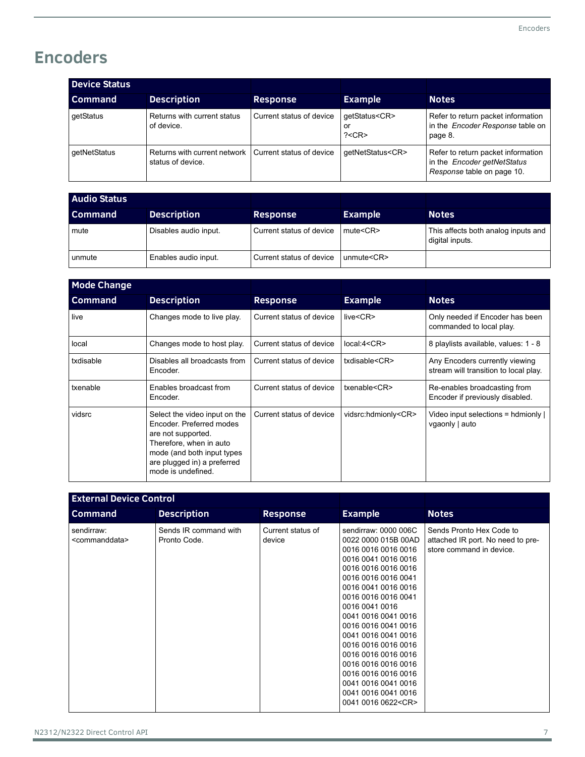# Encoders

| Device Status | | | | |
|---|---|---|---|---|
| **Command** | **Description** | **Response** | **Example** | **Notes** |
| getStatus | Returns with current status of device. | Current status of device | getStatus<CR> or ?<CR> | Refer to return packet information in the *Encoder Response* table on page 8. |
| getNetStatus | Returns with current network status of device. | Current status of device | getNetStatus<CR> | Refer to return packet information in the *Encoder getNetStatus Response* table on page 10. |

| Audio Status | | | | |
|---|---|---|---|---|
| **Command** | **Description** | **Response** | **Example** | **Notes** |
| mute | Disables audio input. | Current status of device | mute<CR> | This affects both analog inputs and digital inputs. |
| unmute | Enables audio input. | Current status of device | unmute<CR> | |

| Mode Change | | | | |
|---|---|---|---|---|
| **Command** | **Description** | **Response** | **Example** | **Notes** |
| live | Changes mode to live play. | Current status of device | live<CR> | Only needed if Encoder has been commanded to local play. |
| local | Changes mode to host play. | Current status of device | local:4<CR> | 8 playlists available, values: 1 - 8 |
| txdisable | Disables all broadcasts from Encoder. | Current status of device | txdisable<CR> | Any Encoders currently viewing stream will transition to local play. |
| txenable | Enables broadcast from Encoder. | Current status of device | txenable<CR> | Re-enables broadcasting from Encoder if previously disabled. |
| vidsrc | Select the video input on the Encoder. Preferred modes are not supported. Therefore, when in auto mode (and both input types are plugged in) a preferred mode is undefined. | Current status of device | vidsrc:hdmionly<CR> | Video input selections = hdmionly \| vgaonly \| auto |

| External Device Control | | | | |
|---|---|---|---|---|
| **Command** | **Description** | **Response** | **Example** | **Notes** |
| sendirraw: <commanddata> | Sends IR command with Pronto Code. | Current status of device | sendirraw: 0000 006C 0022 0000 015B 00AD 0016 0016 0016 0016 0016 0041 0016 0016 0016 0016 0016 0016 0016 0016 0016 0041 0016 0041 0016 0016 0016 0016 0016 0041 0016 0041 0016 0041 0016 0041 0016 0016 0016 0041 0016 0041 0016 0041 0016 0016 0016 0016 0016 0016 0016 0016 0016 0016 0016 0016 0016 0016 0016 0016 0016 0041 0016 0041 0016 0041 0016 0041 0016 0041 0016 0622<CR> | Sends Pronto Hex Code to attached IR port. No need to pre-store command in device. |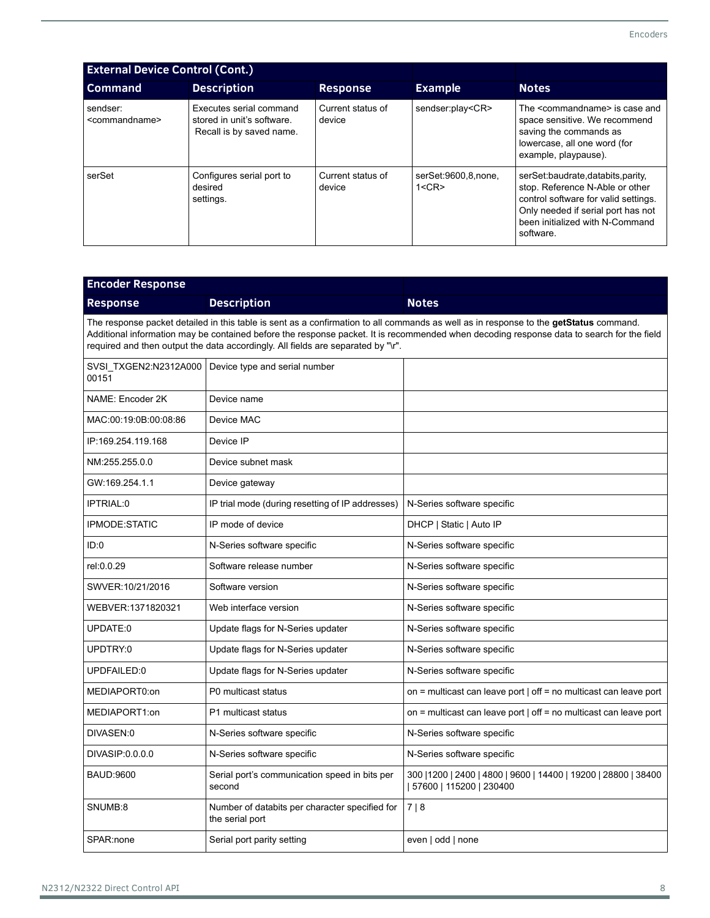| External Device Control (Cont.) | | | | |
|---|---|---|---|---|
| **Command** | **Description** | **Response** | **Example** | **Notes** |
| sendser:<commandname> | Executes serial command stored in unit's software. Recall is by saved name. | Current status of device | sendser:play<CR> | The <commandname> is case and space sensitive. We recommend saving the commands as lowercase, all one word (for example, playpause). |
| serSet | Configures serial port to desired settings. | Current status of device | serSet:9600,8,none,1<CR> | serSet:baudrate,databits,parity,stop. Reference N-Able or other control software for valid settings. Only needed if serial port has not been initialized with N-Command software. |

| Encoder Response | | |
|---|---|---|
| **Response** | **Description** | **Notes** |
| The response packet detailed in this table is sent as a confirmation to all commands as well as in response to the **getStatus** command. Additional information may be contained before the response packet. It is recommended when decoding response data to search for the field required and then output the data accordingly. All fields are separated by "\r". | | |
| SVSI_TXGEN2:N2312A00000151 | Device type and serial number | |
| NAME: Encoder 2K | Device name | |
| MAC:00:19:0B:00:08:86 | Device MAC | |
| IP:169.254.119.168 | Device IP | |
| NM:255.255.0.0 | Device subnet mask | |
| GW:169.254.1.1 | Device gateway | |
| IPTRIAL:0 | IP trial mode (during resetting of IP addresses) | N-Series software specific |
| IPMODE:STATIC | IP mode of device | DHCP \| Static \| Auto IP |
| ID:0 | N-Series software specific | N-Series software specific |
| rel:0.0.29 | Software release number | N-Series software specific |
| SWVER:10/21/2016 | Software version | N-Series software specific |
| WEBVER:1371820321 | Web interface version | N-Series software specific |
| UPDATE:0 | Update flags for N-Series updater | N-Series software specific |
| UPDTRY:0 | Update flags for N-Series updater | N-Series software specific |
| UPDFAILED:0 | Update flags for N-Series updater | N-Series software specific |
| MEDIAPORT0:on | P0 multicast status | on = multicast can leave port \| off = no multicast can leave port |
| MEDIAPORT1:on | P1 multicast status | on = multicast can leave port \| off = no multicast can leave port |
| DIVASEN:0 | N-Series software specific | N-Series software specific |
| DIVASIP:0.0.0.0 | N-Series software specific | N-Series software specific |
| BAUD:9600 | Serial port's communication speed in bits per second | 300 \|1200 \| 2400 \| 4800 \| 9600 \| 14400 \| 19200 \| 28800 \| 38400 \| 57600 \| 115200 \| 230400 |
| SNUMB:8 | Number of databits per character specified for the serial port | 7 \| 8 |
| SPAR:none | Serial port parity setting | even \| odd \| none |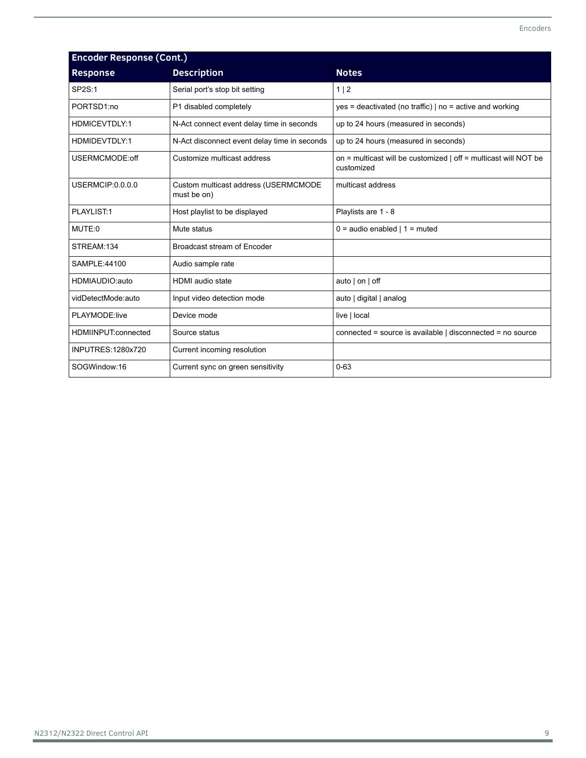| Encoder Response (Cont.) | | |
|---|---|---|
| **Response** | **Description** | **Notes** |
| SP2S:1 | Serial port's stop bit setting | 1 \| 2 |
| PORTSD1:no | P1 disabled completely | yes = deactivated (no traffic) \| no = active and working |
| HDMICEVTDLY:1 | N-Act connect event delay time in seconds | up to 24 hours (measured in seconds) |
| HDMIDEVTDLY:1 | N-Act disconnect event delay time in seconds | up to 24 hours (measured in seconds) |
| USERMCMODE:off | Customize multicast address | on = multicast will be customized \| off = multicast will NOT be customized |
| USERMCIP:0.0.0.0 | Custom multicast address (USERMCMODE must be on) | multicast address |
| PLAYLIST:1 | Host playlist to be displayed | Playlists are 1 - 8 |
| MUTE:0 | Mute status | 0 = audio enabled \| 1 = muted |
| STREAM:134 | Broadcast stream of Encoder | |
| SAMPLE:44100 | Audio sample rate | |
| HDMIAUDIO:auto | HDMI audio state | auto \| on \| off |
| vidDetectMode:auto | Input video detection mode | auto \| digital \| analog |
| PLAYMODE:live | Device mode | live \| local |
| HDMIINPUT:connected | Source status | connected = source is available \| disconnected = no source |
| INPUTRES:1280x720 | Current incoming resolution | |
| SOGWindow:16 | Current sync on green sensitivity | 0-63 |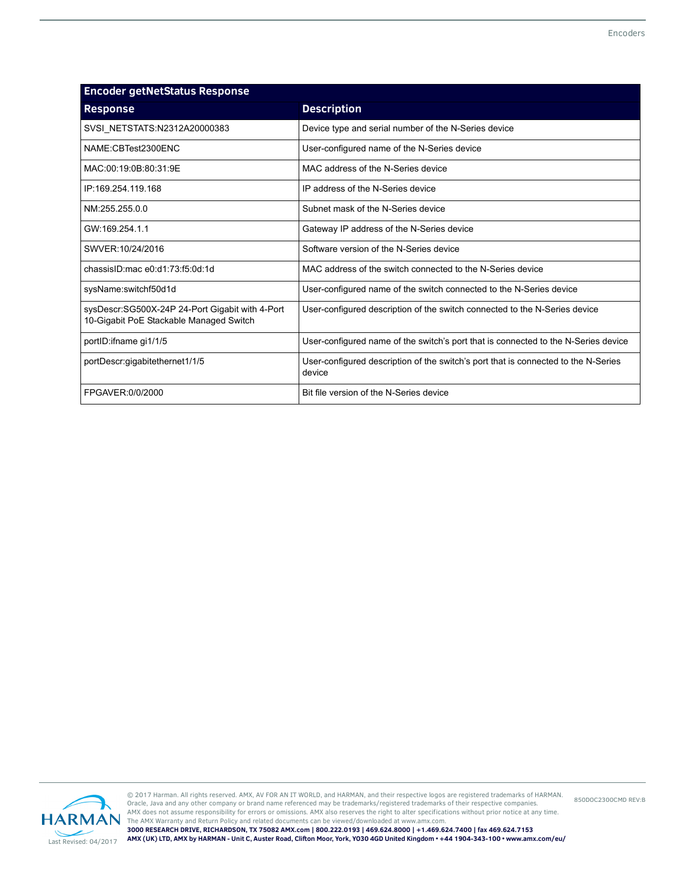| Encoder getNetStatus Response | |
|---|---|
| **Response** | **Description** |
| SVSI_NETSTATS:N2312A20000383 | Device type and serial number of the N-Series device |
| NAME:CBTest2300ENC | User-configured name of the N-Series device |
| MAC:00:19:0B:80:31:9E | MAC address of the N-Series device |
| IP:169.254.119.168 | IP address of the N-Series device |
| NM:255.255.0.0 | Subnet mask of the N-Series device |
| GW:169.254.1.1 | Gateway IP address of the N-Series device |
| SWVER:10/24/2016 | Software version of the N-Series device |
| chassisID:mac e0:d1:73:f5:0d:1d | MAC address of the switch connected to the N-Series device |
| sysName:switchf50d1d | User-configured name of the switch connected to the N-Series device |
| sysDescr:SG500X-24P 24-Port Gigabit with 4-Port 10-Gigabit PoE Stackable Managed Switch | User-configured description of the switch connected to the N-Series device |
| portID:ifname gi1/1/5 | User-configured name of the switch's port that is connected to the N-Series device |
| portDescr:gigabitethernet1/1/5 | User-configured description of the switch's port that is connected to the N-Series device |
| FPGAVER:0/0/2000 | Bit file version of the N-Series device |

© 2017 Harman. All rights reserved. AMX, AV FOR AN IT WORLD, and HARMAN, and their respective logos are registered trademarks of HARMAN. Oracle, Java and any other company or brand name referenced may be trademarks/registered trademarks of their respective companies. AMX does not assume responsibility for errors or omissions. AMX also reserves the right to alter specifications without prior notice at any time. The AMX Warranty and Return Policy and related documents can be viewed/downloaded at www.amx.com.

**3000 RESEARCH DRIVE, RICHARDSON, TX 75082 AMX.com | 800.222.0193 | 469.624.8000 | +1.469.624.7400 | fax 469.624.7153**

**AMX (UK) LTD, AMX by HARMAN - Unit C, Auster Road, Clifton Moor, York, YO30 4GD United Kingdom • +44 1904-343-100 • www.amx.com/eu/**

850DOC2300CMD REV:B

Last Revised: 04/2017